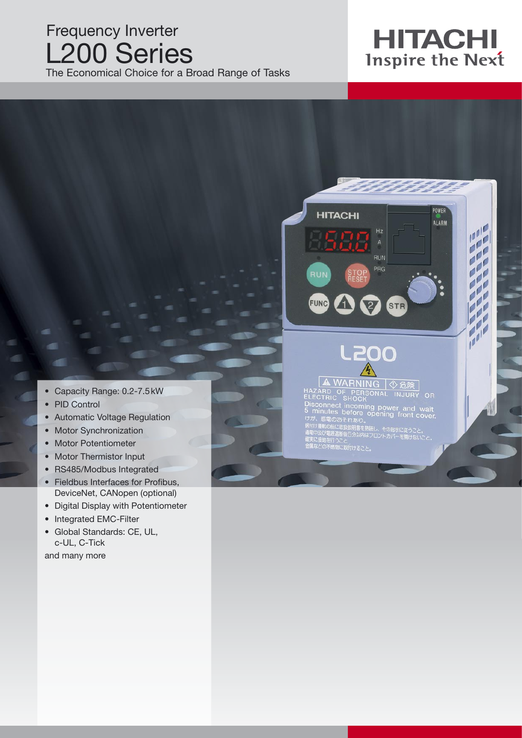# Frequency Inverter

# L200 Series

The Economical Choice for a Broad Range of Tasks

HITACHI
Inspire the Next

- Capacity Range: 0.2-7.5 kW
- PID Control
- Automatic Voltage Regulation
- Motor Synchronization
- Motor Potentiometer
- Motor Thermistor Input
- RS485/Modbus Integrated
- Fieldbus Interfaces for Profibus, DeviceNet, CANopen (optional)
- Digital Display with Potentiometer
- Integrated EMC-Filter
- Global Standards: CE, UL, c-UL, C-Tick

and many more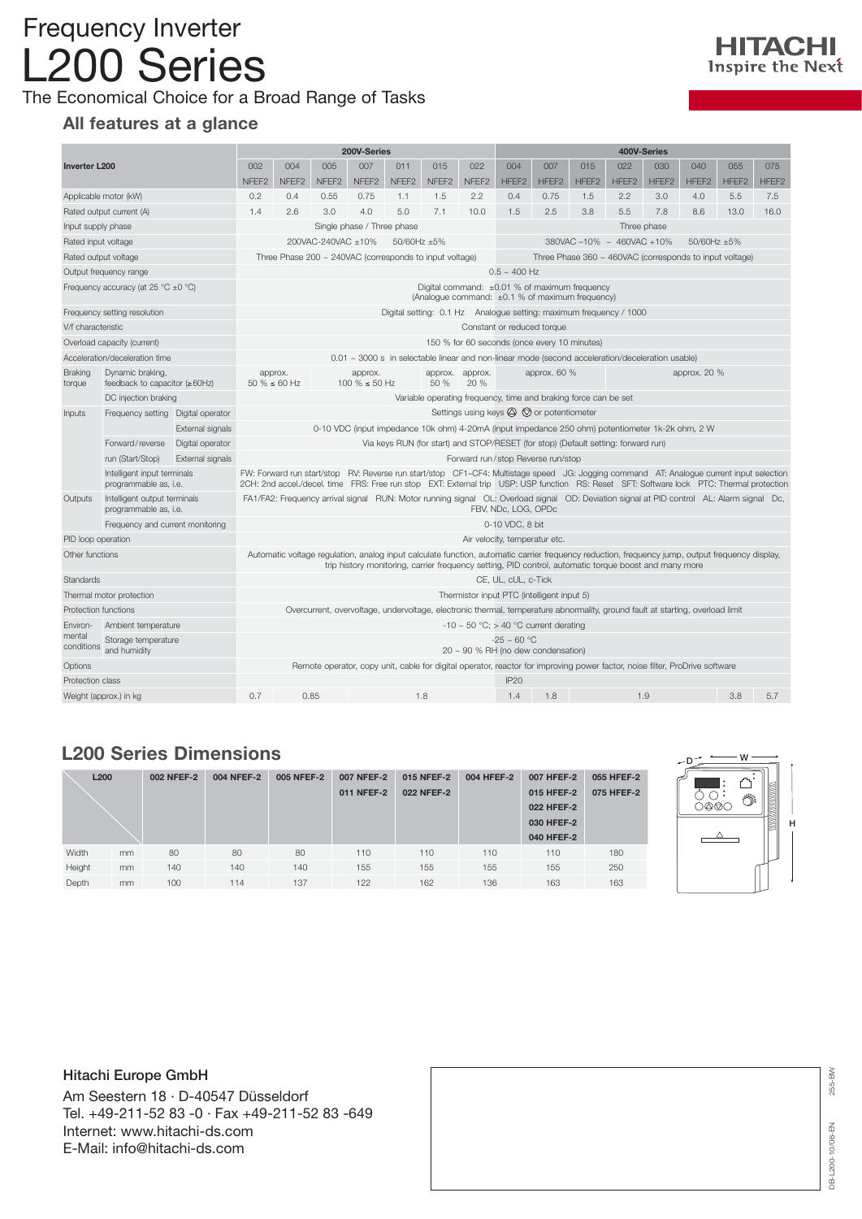# Frequency Inverter L200 Series

The Economical Choice for a Broad Range of Tasks

### All features at a glance

| Inverter L200 | | | 200V-Series | | | | | | | 400V-Series | | | | | | | |
|---|---|---|---|---|---|---|---|---|---|---|---|---|---|---|---|---|---|
| | | | 002 NFEF2 | 004 NFEF2 | 005 NFEF2 | 007 NFEF2 | 011 NFEF2 | 015 NFEF2 | 022 NFEF2 | 004 HFEF2 | 007 HFEF2 | 015 HFEF2 | 022 HFEF2 | 030 HFEF2 | 040 HFEF2 | 055 HFEF2 | 075 HFEF2 |
| Applicable motor (kW) | | | 0.2 | 0.4 | 0.55 | 0.75 | 1.1 | 1.5 | 2.2 | 0.4 | 0.75 | 1.5 | 2.2 | 3.0 | 4.0 | 5.5 | 7.5 |
| Rated output current (A) | | | 1.4 | 2.6 | 3.0 | 4.0 | 5.0 | 7.1 | 10.0 | 1.5 | 2.5 | 3.8 | 5.5 | 7.8 | 8.6 | 13.0 | 16.0 |
| Input supply phase | | | Single phase / Three phase | | | | | | | Three phase | | | | | | | |
| Rated input voltage | | | 200VAC-240VAC ±10% 50/60Hz ±5% | | | | | | | 380VAC −10% ~ 460VAC +10% 50/60Hz ±5% | | | | | | | |
| Rated output voltage | | | Three Phase 200 ~ 240VAC (corresponds to input voltage) | | | | | | | Three Phase 360 ~ 460VAC (corresponds to input voltage) | | | | | | | |
| Output frequency range | | | 0.5 ~ 400 Hz | | | | | | | | | | | | | | |
| Frequency accuracy (at 25 °C ±0 °C) | | | Digital command: ±0.01 % of maximum frequency (Analogue command: ±0.1 % of maximum frequency) | | | | | | | | | | | | | | |
| Frequency setting resolution | | | Digital setting: 0.1 Hz Analogue setting: maximum frequency / 1000 | | | | | | | | | | | | | | |
| V/f characteristic | | | Constant or reduced torque | | | | | | | | | | | | | | |
| Overload capacity (current) | | | 150 % for 60 seconds (once every 10 minutes) | | | | | | | | | | | | | | |
| Acceleration/deceleration time | | | 0.01 ~ 3000 s in selectable linear and non-linear mode (second acceleration/deceleration usable) | | | | | | | | | | | | | | |
| Braking torque | Dynamic braking, feedback to capacitor (≥60Hz) | | approx. 50 % ≤ 60 Hz | | | approx. 100 % ≤ 50 Hz | | approx. 50 % | approx. 20 % | approx. 60 % | | | approx. 20 % | | | | |
| | DC injection braking | | Variable operating frequency, time and braking force can be set | | | | | | | | | | | | | | |
| Inputs | Frequency setting | Digital operator | Settings using keys ⊕ ⊖ or potentiometer | | | | | | | | | | | | | | |
| | | External signals | 0-10 VDC (input impedance 10k ohm) 4-20mA (input impedance 250 ohm) potentiometer 1k-2k ohm, 2 W | | | | | | | | | | | | | | |
| | Forward/reverse | Digital operator | Via keys RUN (for start) and STOP/RESET (for stop) (Default setting: forward run) | | | | | | | | | | | | | | |
| | run (Start/Stop) | External signals | Forward run/stop Reverse run/stop | | | | | | | | | | | | | | |
| | Intelligent input terminals programmable as, i.e. | | FW: Forward run start/stop RV: Reverse run start/stop CF1–CF4: Multistage speed JG: Jogging command AT: Analogue current input selection 2CH: 2nd accel./decel. time FRS: Free run stop EXT: External trip USP: USP function RS: Reset SFT: Software lock PTC: Thermal protection | | | | | | | | | | | | | | |
| Outputs | Intelligent output terminals programmable as, i.e. | | FA1/FA2: Frequency arrival signal RUN: Motor running signal OL: Overload signal OD: Deviation signal at PID control AL: Alarm signal Dc, FBV, NDc, LOG, OPDc | | | | | | | | | | | | | | |
| | Frequency and current monitoring | | 0-10 VDC, 8 bit | | | | | | | | | | | | | | |
| PID loop operation | | | Air velocity, temperatur etc. | | | | | | | | | | | | | | |
| Other functions | | | Automatic voltage regulation, analog input calculate function, automatic carrier frequency reduction, frequency jump, output frequency display, trip history monitoring, carrier frequency setting, PID control, automatic torque boost and many more | | | | | | | | | | | | | | |
| Standards | | | CE, UL, cUL, c-Tick | | | | | | | | | | | | | | |
| Thermal motor protection | | | Thermistor input PTC (intelligent input 5) | | | | | | | | | | | | | | |
| Protection functions | | | Overcurrent, overvoltage, undervoltage, electronic thermal, temperature abnormality, ground fault at starting, overload limit | | | | | | | | | | | | | | |
| Environ-mental conditions | Ambient temperature | | -10 ~ 50 °C; > 40 °C current derating | | | | | | | | | | | | | | |
| | Storage temperature and humidity | | -25 ~ 60 °C 20 ~ 90 % RH (no dew condensation) | | | | | | | | | | | | | | |
| Options | | | Remote operator, copy unit, cable for digital operator, reactor for improving power factor, noise filter, ProDrive software | | | | | | | | | | | | | | |
| Protection class | | | IP20 | | | | | | | | | | | | | | |
| Weight (approx.) in kg | | | 0.7 | 0.85 | | 1.8 | | | | 1.4 | 1.8 | 1.9 | | | | 3.8 | 5.7 |

## L200 Series Dimensions

| L200 | | 002 NFEF-2 | 004 NFEF-2 | 005 NFEF-2 | 007 NFEF-2 011 NFEF-2 | 015 NFEF-2 022 NFEF-2 | 004 HFEF-2 | 007 HFEF-2 015 HFEF-2 022 HFEF-2 030 HFEF-2 040 HFEF-2 | 055 HFEF-2 075 HFEF-2 |
|---|---|---|---|---|---|---|---|---|---|
| Width | mm | 80 | 80 | 80 | 110 | 110 | 110 | 110 | 180 |
| Height | mm | 140 | 140 | 140 | 155 | 155 | 155 | 155 | 250 |
| Depth | mm | 100 | 114 | 137 | 122 | 162 | 136 | 163 | 163 |

D
W
H

**Hitachi Europe GmbH**

Am Seestern 18 · D-40547 Düsseldorf
Tel. +49-211-52 83 -0 · Fax +49-211-52 83 -649
Internet: www.hitachi-ds.com
E-Mail: info@hitachi-ds.com

DB-L200-10/06-EN 255-BW